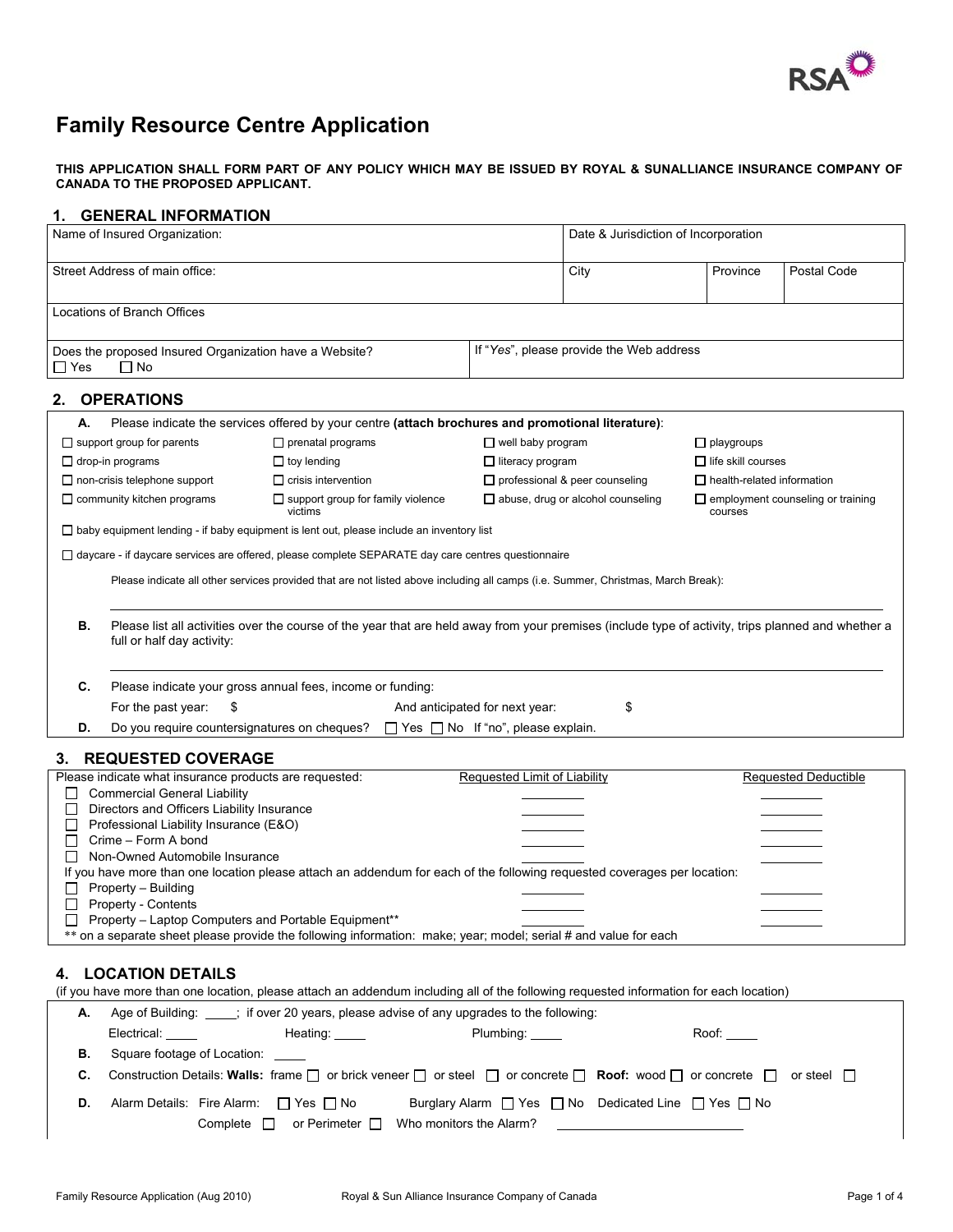# Family Resource Centre Application

**THIS APPLICATION SHALL FORM PART OF ANY POLICY WHICH MAY BE ISSUED BY ROYAL & SUNALLIANCE INSURANCE COMPANY OF CANADA TO THE PROPOSED APPLICANT.**

## 1. GENERAL INFORMATION

| | | | |
|---|---|---|---|
| Name of Insured Organization: | Date & Jurisdiction of Incorporation | | |
| Street Address of main office: | City | Province | Postal Code |
| Locations of Branch Offices | | | |
| Does the proposed Insured Organization have a Website? ☐ Yes ☐ No | If "*Yes*", please provide the Web address | | |

## 2. OPERATIONS

**A.** Please indicate the services offered by your centre **(attach brochures and promotional literature)**:

| | | | |
|---|---|---|---|
| ☐ support group for parents | ☐ prenatal programs | ☐ well baby program | ☐ playgroups |
| ☐ drop-in programs | ☐ toy lending | ☐ literacy program | ☐ life skill courses |
| ☐ non-crisis telephone support | ☐ crisis intervention | ☐ professional & peer counseling | ☐ health-related information |
| ☐ community kitchen programs | ☐ support group for family violence victims | ☐ abuse, drug or alcohol counseling | ☐ employment counseling or training courses |

☐ baby equipment lending - if baby equipment is lent out, please include an inventory list

☐ daycare - if daycare services are offered, please complete SEPARATE day care centres questionnaire

Please indicate all other services provided that are not listed above including all camps (i.e. Summer, Christmas, March Break):

______________________________________________

**B.** Please list all activities over the course of the year that are held away from your premises (include type of activity, trips planned and whether a full or half day activity:

______________________________________________

**C.** Please indicate your gross annual fees, income or funding:

For the past year: $ And anticipated for next year: $

**D.** Do you require countersignatures on cheques? ☐ Yes ☐ No If "no", please explain.

## 3. REQUESTED COVERAGE

| Please indicate what insurance products are requested: | Requested Limit of Liability | Requested Deductible |
|---|---|---|
| ☐ Commercial General Liability | ________ | ________ |
| ☐ Directors and Officers Liability Insurance | ________ | ________ |
| ☐ Professional Liability Insurance (E&O) | ________ | ________ |
| ☐ Crime – Form A bond | ________ | ________ |
| ☐ Non-Owned Automobile Insurance | | ________ |
| If you have more than one location please attach an addendum for each of the following requested coverages per location: | | |
| ☐ Property – Building | ________ | ________ |
| ☐ Property - Contents | ________ | ________ |
| ☐ Property – Laptop Computers and Portable Equipment** | ________ | ________ |

** on a separate sheet please provide the following information: make; year; model; serial # and value for each

## 4. LOCATION DETAILS

(if you have more than one location, please attach an addendum including all of the following requested information for each location)

**A.** Age of Building: ____; if over 20 years, please advise of any upgrades to the following:

Electrical: ____ Heating: ____ Plumbing: ____ Roof: ____

**B.** Square footage of Location: ____

**C.** Construction Details: **Walls:** frame ☐ or brick veneer ☐ or steel ☐ or concrete ☐ **Roof:** wood ☐ or concrete ☐ or steel ☐

**D.** Alarm Details: Fire Alarm: ☐ Yes ☐ No Burglary Alarm ☐ Yes ☐ No Dedicated Line ☐ Yes ☐ No

Complete ☐ or Perimeter ☐ Who monitors the Alarm? ______________________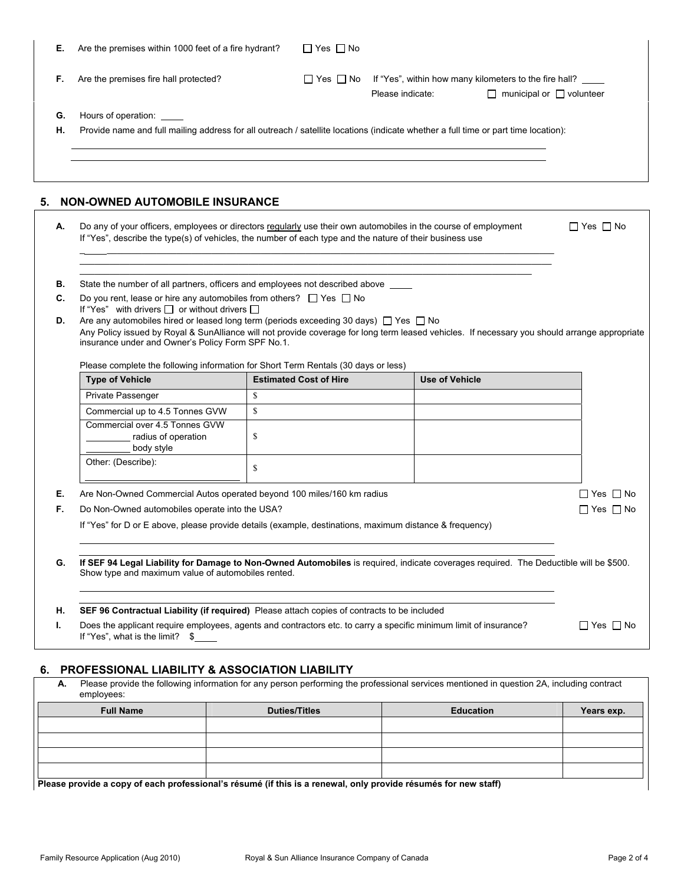**E.** Are the premises within 1000 feet of a fire hydrant? ☐ Yes ☐ No

**F.** Are the premises fire hall protected? ☐ Yes ☐ No If "Yes", within how many kilometers to the fire hall? ____
Please indicate: ☐ municipal or ☐ volunteer

**G.** Hours of operation: ____

**H.** Provide name and full mailing address for all outreach / satellite locations (indicate whether a full time or part time location):

______________________________________________________________________

______________________________________________________________________

## 5. NON-OWNED AUTOMOBILE INSURANCE

**A.** Do any of your officers, employees or directors regularly use their own automobiles in the course of employment ☐ Yes ☐ No
If "Yes", describe the type(s) of vehicles, the number of each type and the nature of their business use

______________________________________________________________________

______________________________________________________________________

______________________________________________________________________

**B.** State the number of all partners, officers and employees not described above ____

**C.** Do you rent, lease or hire any automobiles from others? ☐ Yes ☐ No
If "Yes" with drivers ☐ or without drivers ☐

**D.** Are any automobiles hired or leased long term (periods exceeding 30 days) ☐ Yes ☐ No
Any Policy issued by Royal & SunAlliance will not provide coverage for long term leased vehicles. If necessary you should arrange appropriate insurance under and Owner's Policy Form SPF No.1.

Please complete the following information for Short Term Rentals (30 days or less)

| Type of Vehicle | Estimated Cost of Hire | Use of Vehicle |
|---|---|---|
| Private Passenger | $ | |
| Commercial up to 4.5 Tonnes GVW | $ | |
| Commercial over 4.5 Tonnes GVW<br>________ radius of operation<br>________ body style | $ | |
| Other: (Describe): | $ | |

**E.** Are Non-Owned Commercial Autos operated beyond 100 miles/160 km radius ☐ Yes ☐ No

**F.** Do Non-Owned automobiles operate into the USA? ☐ Yes ☐ No

If "Yes" for D or E above, please provide details (example, destinations, maximum distance & frequency)

______________________________________________________________________

______________________________________________________________________

**G.** **If SEF 94 Legal Liability for Damage to Non-Owned Automobiles** is required, indicate coverages required. The Deductible will be $500. Show type and maximum value of automobiles rented.

______________________________________________________________________

______________________________________________________________________

**H.** **SEF 96 Contractual Liability (if required)** Please attach copies of contracts to be included

**I.** Does the applicant require employees, agents and contractors etc. to carry a specific minimum limit of insurance? ☐ Yes ☐ No
If "Yes", what is the limit? $____

## 6. PROFESSIONAL LIABILITY & ASSOCIATION LIABILITY

**A.** Please provide the following information for any person performing the professional services mentioned in question 2A, including contract employees:

| Full Name | Duties/Titles | Education | Years exp. |
|---|---|---|---|
| | | | |
| | | | |
| | | | |
| | | | |

**Please provide a copy of each professional's résumé (if this is a renewal, only provide résumés for new staff)**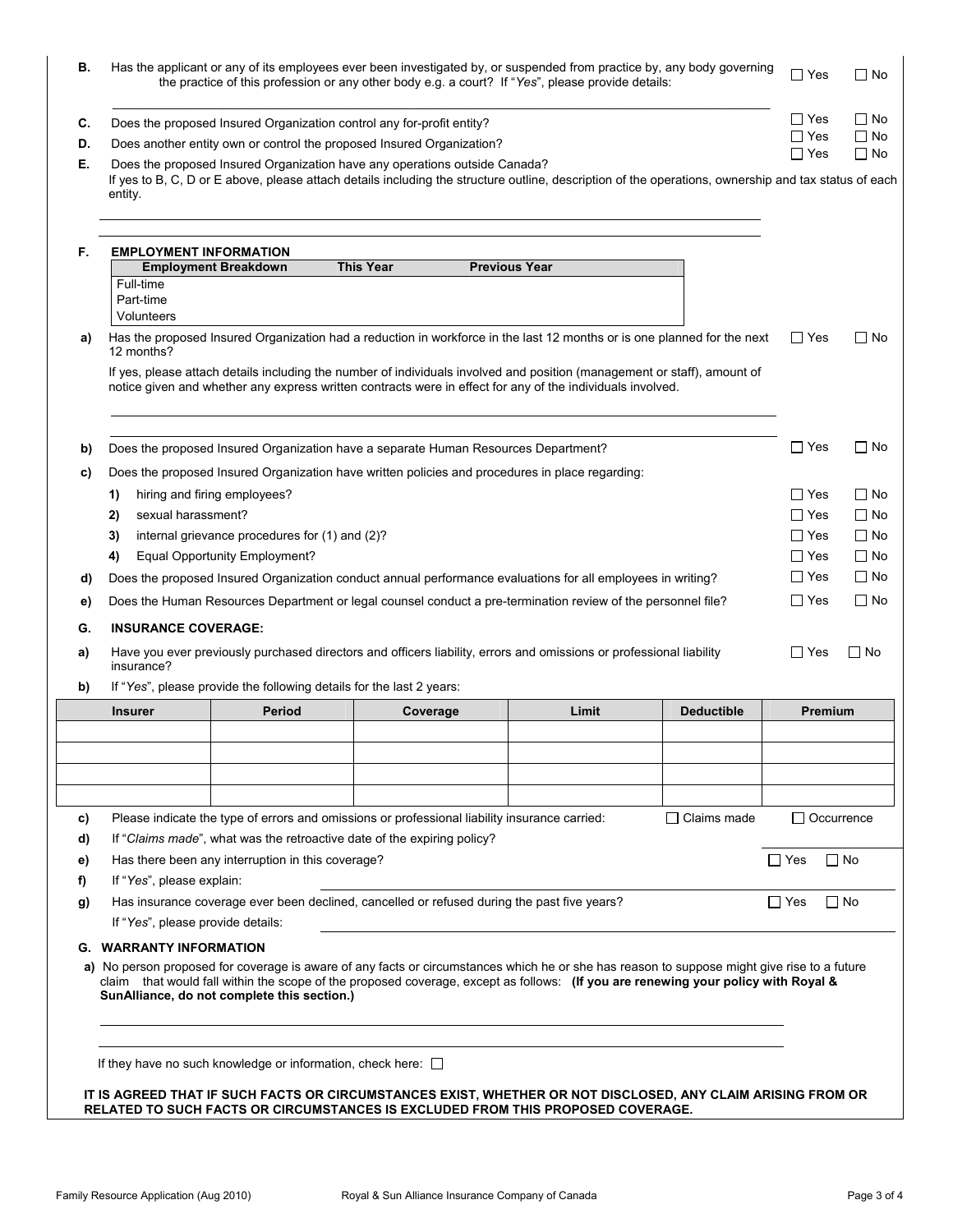**B.** Has the applicant or any of its employees ever been investigated by, or suspended from practice by, any body governing the practice of this profession or any other body e.g. a court? If "*Yes*", please provide details: ☐ Yes ☐ No

______________________________________________

**C.** Does the proposed Insured Organization control any for-profit entity? ☐ Yes ☐ No

**D.** Does another entity own or control the proposed Insured Organization? ☐ Yes ☐ No

**E.** Does the proposed Insured Organization have any operations outside Canada? ☐ Yes ☐ No

If yes to B, C, D or E above, please attach details including the structure outline, description of the operations, ownership and tax status of each entity.

______________________________________________

______________________________________________

**F. EMPLOYMENT INFORMATION**

| Employment Breakdown | This Year | Previous Year |
|---|---|---|
| Full-time | | |
| Part-time | | |
| Volunteers | | |

**a)** Has the proposed Insured Organization had a reduction in workforce in the last 12 months or is one planned for the next 12 months? ☐ Yes ☐ No

If yes, please attach details including the number of individuals involved and position (management or staff), amount of notice given and whether any express written contracts were in effect for any of the individuals involved.

______________________________________________

______________________________________________

**b)** Does the proposed Insured Organization have a separate Human Resources Department? ☐ Yes ☐ No

**c)** Does the proposed Insured Organization have written policies and procedures in place regarding:

1. hiring and firing employees? ☐ Yes ☐ No
2. sexual harassment? ☐ Yes ☐ No
3. internal grievance procedures for (1) and (2)? ☐ Yes ☐ No
4. Equal Opportunity Employment? ☐ Yes ☐ No

**d)** Does the proposed Insured Organization conduct annual performance evaluations for all employees in writing? ☐ Yes ☐ No

**e)** Does the Human Resources Department or legal counsel conduct a pre-termination review of the personnel file? ☐ Yes ☐ No

**G. INSURANCE COVERAGE:**

**a)** Have you ever previously purchased directors and officers liability, errors and omissions or professional liability insurance? ☐ Yes ☐ No

**b)** If "*Yes*", please provide the following details for the last 2 years:

| Insurer | Period | Coverage | Limit | Deductible | Premium |
|---|---|---|---|---|---|
| | | | | | |
| | | | | | |
| | | | | | |
| | | | | | |

**c)** Please indicate the type of errors and omissions or professional liability insurance carried: ☐ Claims made ☐ Occurrence

**d)** If "*Claims made*", what was the retroactive date of the expiring policy?

**e)** Has there been any interruption in this coverage? ☐ Yes ☐ No

**f)** If "*Yes*", please explain: ______________________________

**g)** Has insurance coverage ever been declined, cancelled or refused during the past five years? ☐ Yes ☐ No

If "*Yes*", please provide details: ______________________________

**G. WARRANTY INFORMATION**

**a)** No person proposed for coverage is aware of any facts or circumstances which he or she has reason to suppose might give rise to a future claim that would fall within the scope of the proposed coverage, except as follows: **(If you are renewing your policy with Royal & SunAlliance, do not complete this section.)**

______________________________________________

______________________________________________

If they have no such knowledge or information, check here: ☐

**IT IS AGREED THAT IF SUCH FACTS OR CIRCUMSTANCES EXIST, WHETHER OR NOT DISCLOSED, ANY CLAIM ARISING FROM OR RELATED TO SUCH FACTS OR CIRCUMSTANCES IS EXCLUDED FROM THIS PROPOSED COVERAGE.**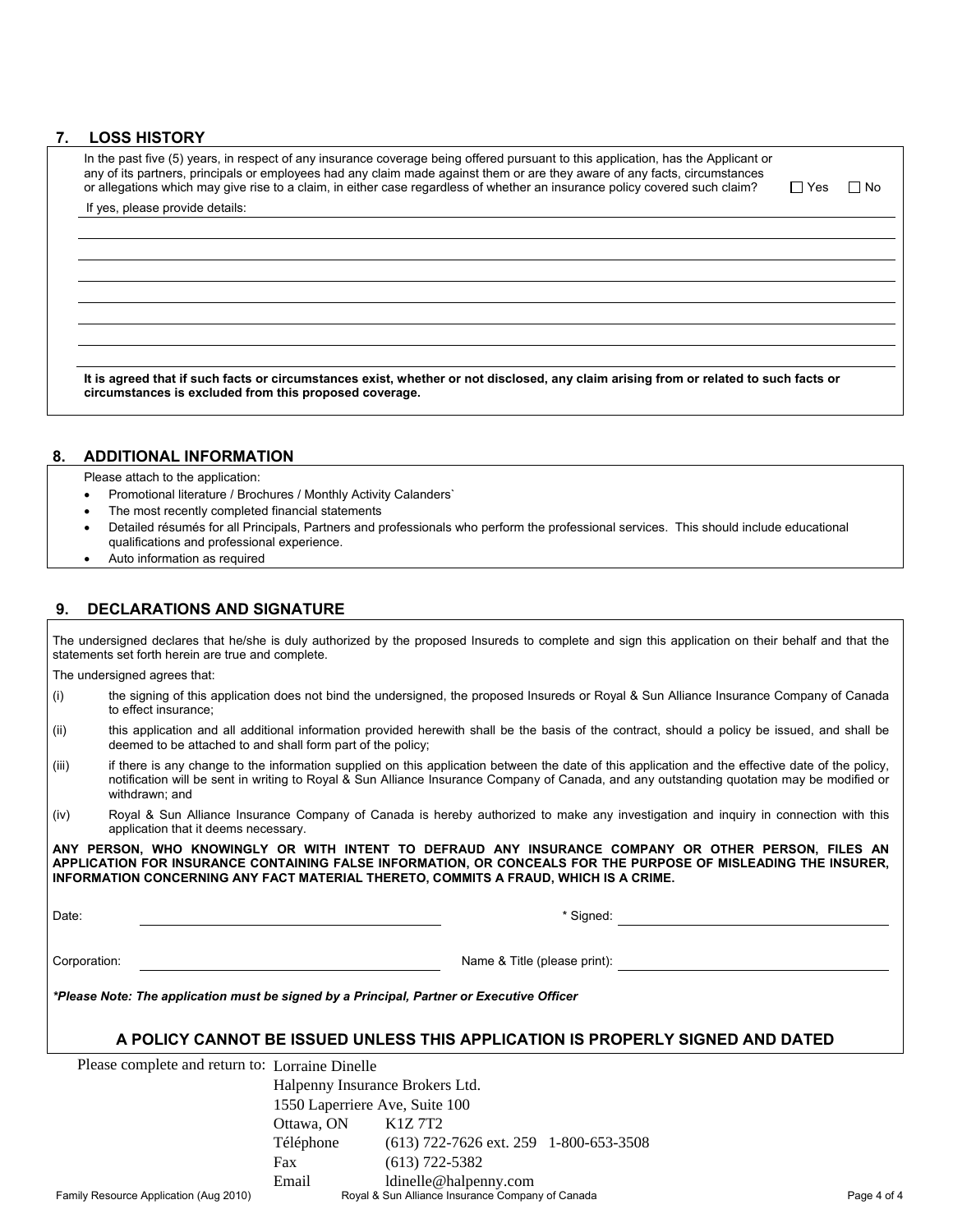## 7. LOSS HISTORY

In the past five (5) years, in respect of any insurance coverage being offered pursuant to this application, has the Applicant or any of its partners, principals or employees had any claim made against them or are they aware of any facts, circumstances or allegations which may give rise to a claim, in either case regardless of whether an insurance policy covered such claim? ☐ Yes ☐ No

If yes, please provide details:

**It is agreed that if such facts or circumstances exist, whether or not disclosed, any claim arising from or related to such facts or circumstances is excluded from this proposed coverage.**

## 8. ADDITIONAL INFORMATION

Please attach to the application:

- Promotional literature / Brochures / Monthly Activity Calanders`
- The most recently completed financial statements
- Detailed résumés for all Principals, Partners and professionals who perform the professional services. This should include educational qualifications and professional experience.
- Auto information as required

## 9. DECLARATIONS AND SIGNATURE

The undersigned declares that he/she is duly authorized by the proposed Insureds to complete and sign this application on their behalf and that the statements set forth herein are true and complete.

The undersigned agrees that:

(i) the signing of this application does not bind the undersigned, the proposed Insureds or Royal & Sun Alliance Insurance Company of Canada to effect insurance;

(ii) this application and all additional information provided herewith shall be the basis of the contract, should a policy be issued, and shall be deemed to be attached to and shall form part of the policy;

(iii) if there is any change to the information supplied on this application between the date of this application and the effective date of the policy, notification will be sent in writing to Royal & Sun Alliance Insurance Company of Canada, and any outstanding quotation may be modified or withdrawn; and

(iv) Royal & Sun Alliance Insurance Company of Canada is hereby authorized to make any investigation and inquiry in connection with this application that it deems necessary.

**ANY PERSON, WHO KNOWINGLY OR WITH INTENT TO DEFRAUD ANY INSURANCE COMPANY OR OTHER PERSON, FILES AN APPLICATION FOR INSURANCE CONTAINING FALSE INFORMATION, OR CONCEALS FOR THE PURPOSE OF MISLEADING THE INSURER, INFORMATION CONCERNING ANY FACT MATERIAL THERETO, COMMITS A FRAUD, WHICH IS A CRIME.**

Date: ______________________ * Signed: ______________________

Corporation: ______________________ Name & Title (please print): ______________________

***Please Note: The application must be signed by a Principal, Partner or Executive Officer***

**A POLICY CANNOT BE ISSUED UNLESS THIS APPLICATION IS PROPERLY SIGNED AND DATED**

Please complete and return to: Lorraine Dinelle
Halpenny Insurance Brokers Ltd.
1550 Laperriere Ave, Suite 100
Ottawa, ON K1Z 7T2
Téléphone (613) 722-7626 ext. 259 1-800-653-3508
Fax (613) 722-5382
Email ldinelle@halpenny.com